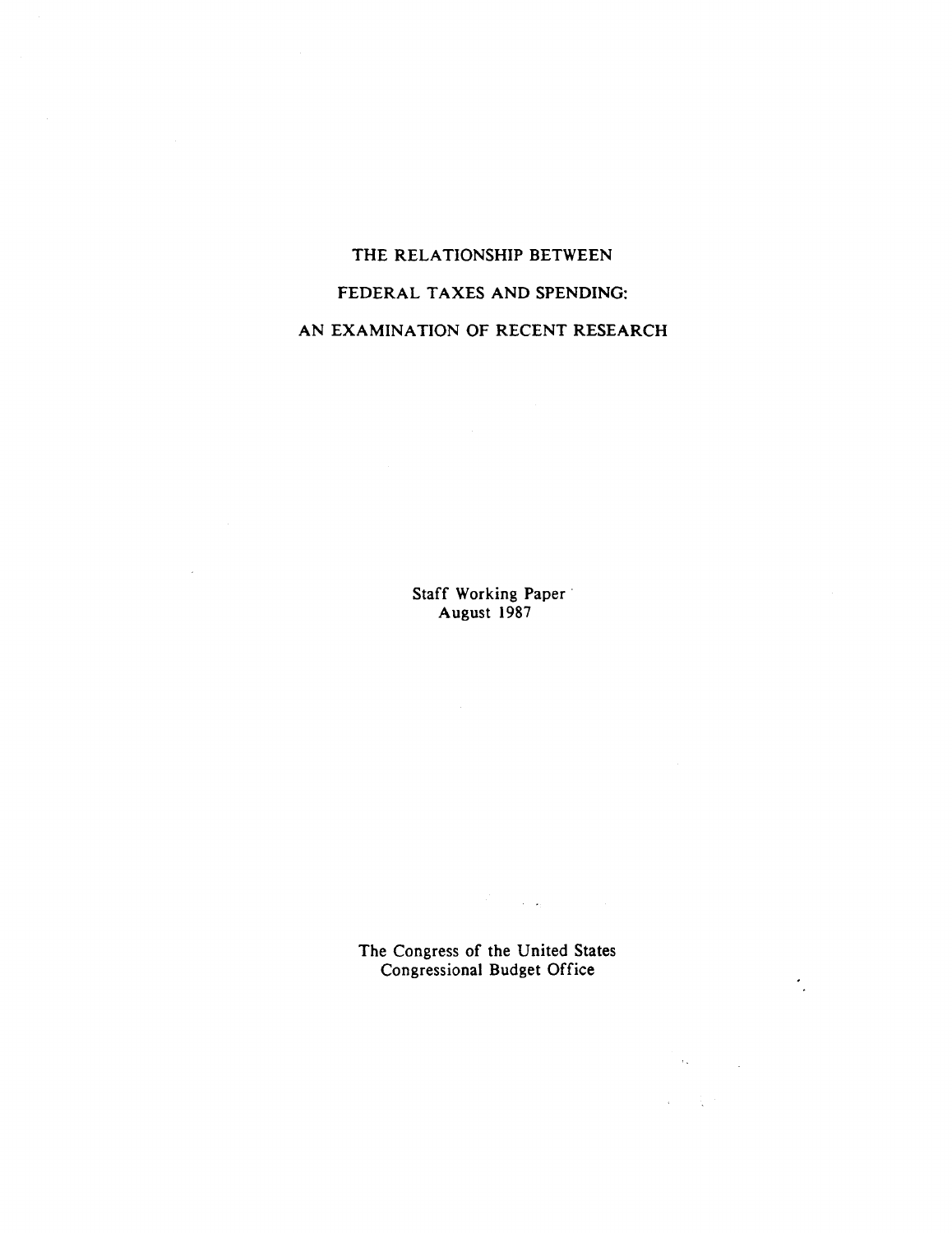# THE RELATIONSHIP BETWEEN
# FEDERAL TAXES AND SPENDING:
# AN EXAMINATION OF RECENT RESEARCH

Staff Working Paper
August 1987

The Congress of the United States
Congressional Budget Office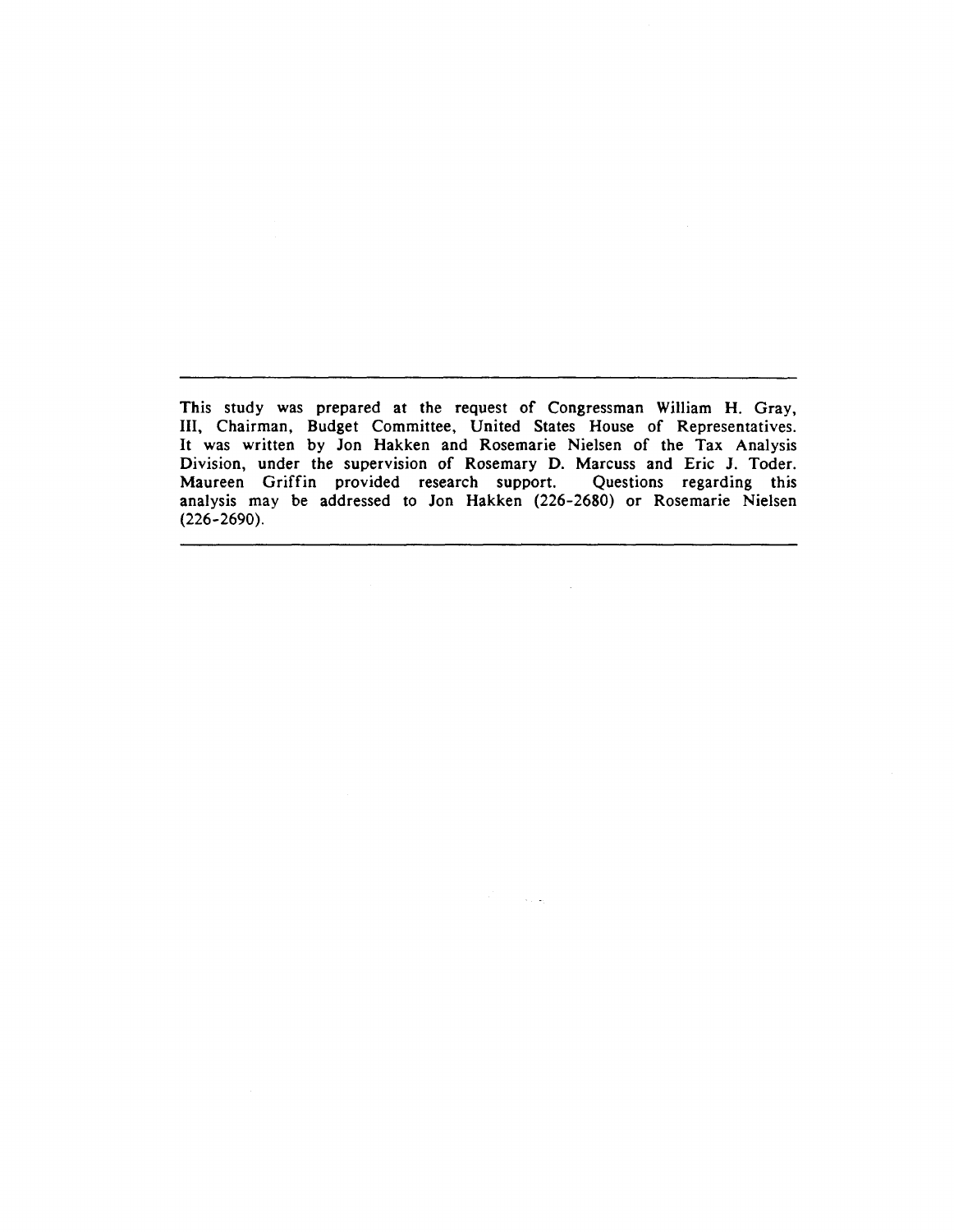---

This study was prepared at the request of Congressman William H. Gray, III, Chairman, Budget Committee, United States House of Representatives. It was written by Jon Hakken and Rosemarie Nielsen of the Tax Analysis Division, under the supervision of Rosemary D. Marcuss and Eric J. Toder. Maureen Griffin provided research support. Questions regarding this analysis may be addressed to Jon Hakken (226-2680) or Rosemarie Nielsen (226-2690).

---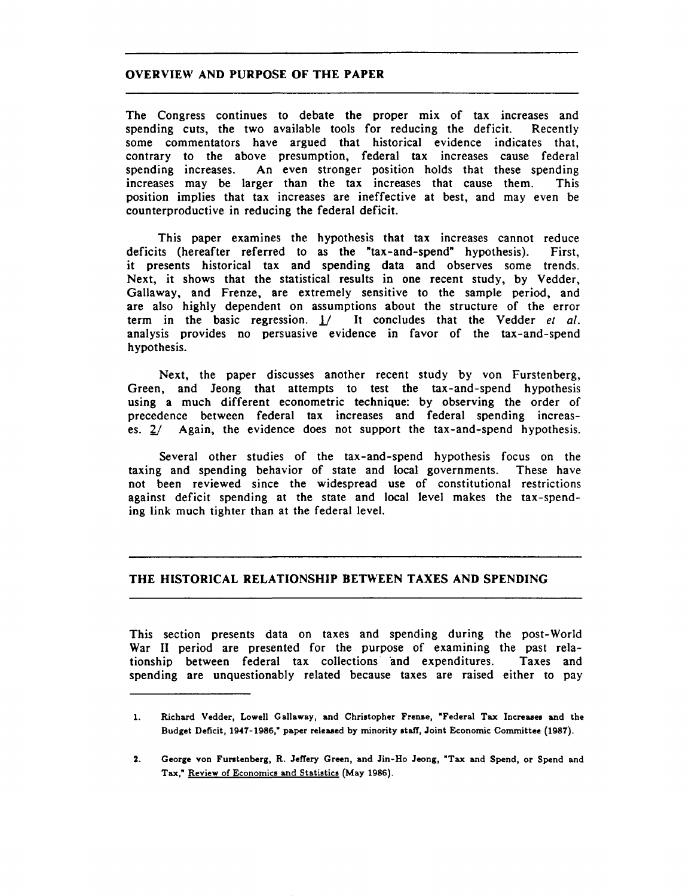## OVERVIEW AND PURPOSE OF THE PAPER

The Congress continues to debate the proper mix of tax increases and spending cuts, the two available tools for reducing the deficit. Recently some commentators have argued that historical evidence indicates that, contrary to the above presumption, federal tax increases cause federal spending increases. An even stronger position holds that these spending increases may be larger than the tax increases that cause them. This position implies that tax increases are ineffective at best, and may even be counterproductive in reducing the federal deficit.

This paper examines the hypothesis that tax increases cannot reduce deficits (hereafter referred to as the "tax-and-spend" hypothesis). First, it presents historical tax and spending data and observes some trends. Next, it shows that the statistical results in one recent study, by Vedder, Gallaway, and Frenze, are extremely sensitive to the sample period, and are also highly dependent on assumptions about the structure of the error term in the basic regression. 1/ It concludes that the Vedder *et al.* analysis provides no persuasive evidence in favor of the tax-and-spend hypothesis.

Next, the paper discusses another recent study by von Furstenberg, Green, and Jeong that attempts to test the tax-and-spend hypothesis using a much different econometric technique: by observing the order of precedence between federal tax increases and federal spending increases. 2/ Again, the evidence does not support the tax-and-spend hypothesis.

Several other studies of the tax-and-spend hypothesis focus on the taxing and spending behavior of state and local governments. These have not been reviewed since the widespread use of constitutional restrictions against deficit spending at the state and local level makes the tax-spending link much tighter than at the federal level.

## THE HISTORICAL RELATIONSHIP BETWEEN TAXES AND SPENDING

This section presents data on taxes and spending during the post-World War II period are presented for the purpose of examining the past relationship between federal tax collections and expenditures. Taxes and spending are unquestionably related because taxes are raised either to pay

1. Richard Vedder, Lowell Gallaway, and Christopher Frenze, "Federal Tax Increases and the Budget Deficit, 1947-1986," paper released by minority staff, Joint Economic Committee (1987).

2. George von Furstenberg, R. Jeffery Green, and Jin-Ho Jeong, "Tax and Spend, or Spend and Tax," Review of Economics and Statistics (May 1986).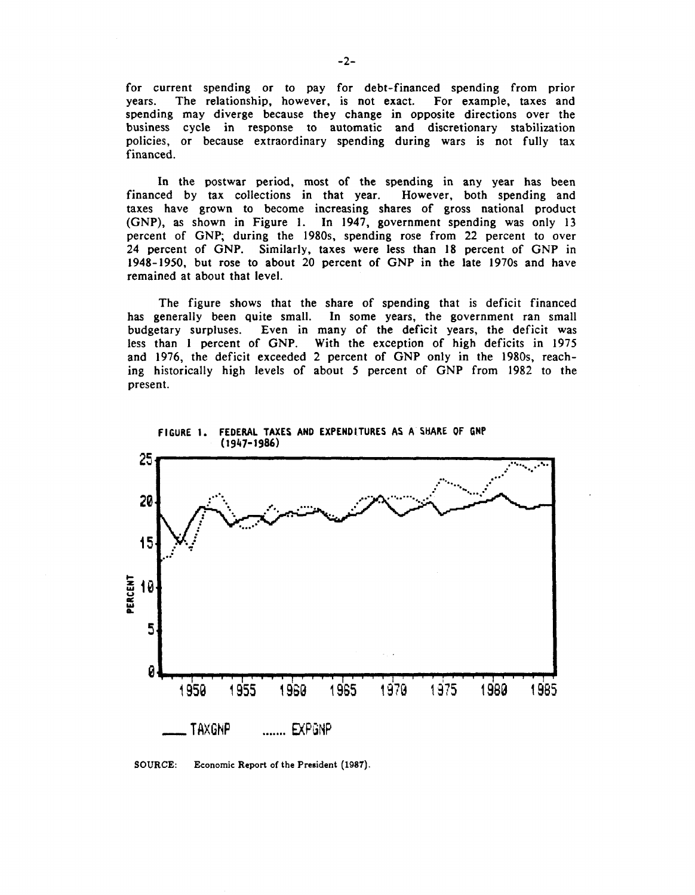for current spending or to pay for debt-financed spending from prior years. The relationship, however, is not exact. For example, taxes and spending may diverge because they change in opposite directions over the business cycle in response to automatic and discretionary stabilization policies, or because extraordinary spending during wars is not fully tax financed.

In the postwar period, most of the spending in any year has been financed by tax collections in that year. However, both spending and taxes have grown to become increasing shares of gross national product (GNP), as shown in Figure 1. In 1947, government spending was only 13 percent of GNP; during the 1980s, spending rose from 22 percent to over 24 percent of GNP. Similarly, taxes were less than 18 percent of GNP in 1948-1950, but rose to about 20 percent of GNP in the late 1970s and have remained at about that level.

The figure shows that the share of spending that is deficit financed has generally been quite small. In some years, the government ran small budgetary surpluses. Even in many of the deficit years, the deficit was less than 1 percent of GNP. With the exception of high deficits in 1975 and 1976, the deficit exceeded 2 percent of GNP only in the 1980s, reaching historically high levels of about 5 percent of GNP from 1982 to the present.

**FIGURE 1. FEDERAL TAXES AND EXPENDITURES AS A SHARE OF GNP (1947-1986)**

SOURCE: Economic Report of the President (1987).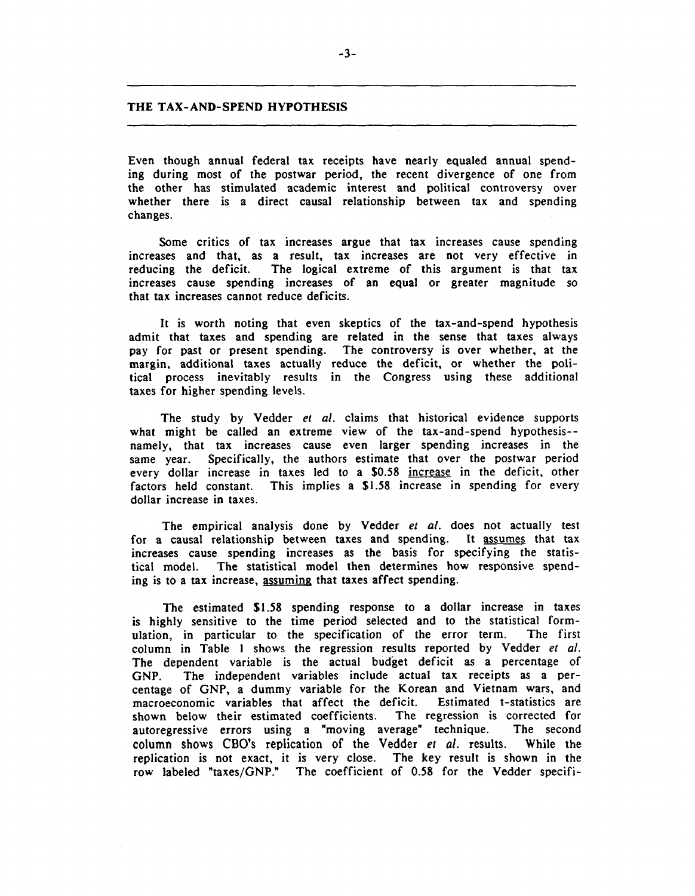## THE TAX-AND-SPEND HYPOTHESIS

Even though annual federal tax receipts have nearly equaled annual spending during most of the postwar period, the recent divergence of one from the other has stimulated academic interest and political controversy over whether there is a direct causal relationship between tax and spending changes.

Some critics of tax increases argue that tax increases cause spending increases and that, as a result, tax increases are not very effective in reducing the deficit. The logical extreme of this argument is that tax increases cause spending increases of an equal or greater magnitude so that tax increases cannot reduce deficits.

It is worth noting that even skeptics of the tax-and-spend hypothesis admit that taxes and spending are related in the sense that taxes always pay for past or present spending. The controversy is over whether, at the margin, additional taxes actually reduce the deficit, or whether the political process inevitably results in the Congress using these additional taxes for higher spending levels.

The study by Vedder *et al.* claims that historical evidence supports what might be called an extreme view of the tax-and-spend hypothesis--namely, that tax increases cause even larger spending increases in the same year. Specifically, the authors estimate that over the postwar period every dollar increase in taxes led to a $0.58 <u>increase</u> in the deficit, other factors held constant. This implies a $1.58 increase in spending for every dollar increase in taxes.

The empirical analysis done by Vedder *et al.* does not actually test for a causal relationship between taxes and spending. It <u>assumes</u> that tax increases cause spending increases as the basis for specifying the statistical model. The statistical model then determines how responsive spending is to a tax increase, <u>assuming</u> that taxes affect spending.

The estimated $1.58 spending response to a dollar increase in taxes is highly sensitive to the time period selected and to the statistical formulation, in particular to the specification of the error term. The first column in Table 1 shows the regression results reported by Vedder *et al.* The dependent variable is the actual budget deficit as a percentage of GNP. The independent variables include actual tax receipts as a percentage of GNP, a dummy variable for the Korean and Vietnam wars, and macroeconomic variables that affect the deficit. Estimated t-statistics are shown below their estimated coefficients. The regression is corrected for autoregressive errors using a "moving average" technique. The second column shows CBO's replication of the Vedder *et al.* results. While the replication is not exact, it is very close. The key result is shown in the row labeled "taxes/GNP." The coefficient of 0.58 for the Vedder specifi-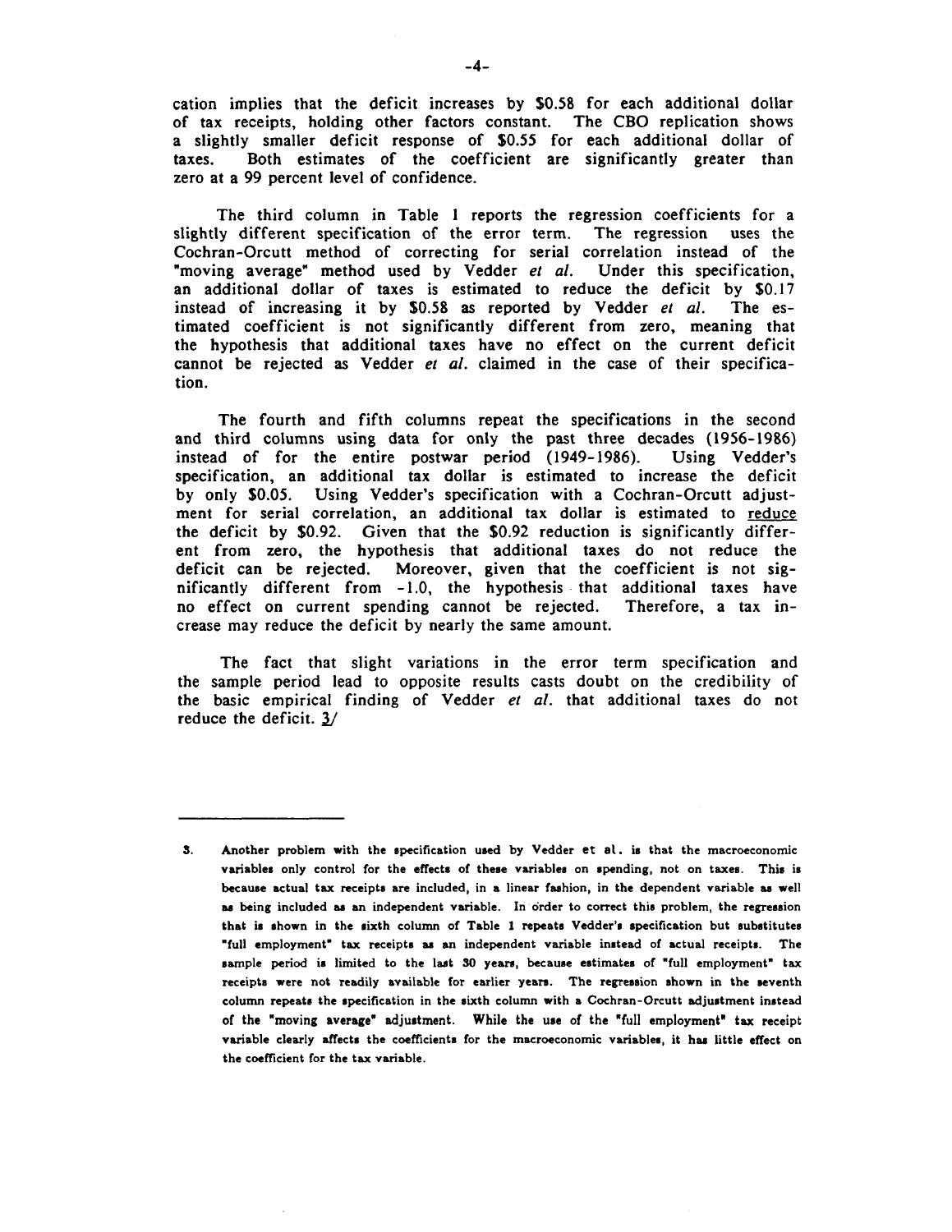cation implies that the deficit increases by $0.58 for each additional dollar of tax receipts, holding other factors constant. The CBO replication shows a slightly smaller deficit response of $0.55 for each additional dollar of taxes. Both estimates of the coefficient are significantly greater than zero at a 99 percent level of confidence.

The third column in Table 1 reports the regression coefficients for a slightly different specification of the error term. The regression uses the Cochran-Orcutt method of correcting for serial correlation instead of the "moving average" method used by Vedder *et al.* Under this specification, an additional dollar of taxes is estimated to reduce the deficit by $0.17 instead of increasing it by $0.58 as reported by Vedder *et al.* The estimated coefficient is not significantly different from zero, meaning that the hypothesis that additional taxes have no effect on the current deficit cannot be rejected as Vedder *et al.* claimed in the case of their specification.

The fourth and fifth columns repeat the specifications in the second and third columns using data for only the past three decades (1956-1986) instead of for the entire postwar period (1949-1986). Using Vedder's specification, an additional tax dollar is estimated to increase the deficit by only $0.05. Using Vedder's specification with a Cochran-Orcutt adjustment for serial correlation, an additional tax dollar is estimated to reduce the deficit by $0.92. Given that the $0.92 reduction is significantly different from zero, the hypothesis that additional taxes do not reduce the deficit can be rejected. Moreover, given that the coefficient is not significantly different from -1.0, the hypothesis that additional taxes have no effect on current spending cannot be rejected. Therefore, a tax increase may reduce the deficit by nearly the same amount.

The fact that slight variations in the error term specification and the sample period lead to opposite results casts doubt on the credibility of the basic empirical finding of Vedder *et al.* that additional taxes do not reduce the deficit. 3/

---

3. Another problem with the specification used by Vedder et al. is that the macroeconomic variables only control for the effects of these variables on spending, not on taxes. This is because actual tax receipts are included, in a linear fashion, in the dependent variable as well as being included as an independent variable. In order to correct this problem, the regression that is shown in the sixth column of Table 1 repeats Vedder's specification but substitutes "full employment" tax receipts as an independent variable instead of actual receipts. The sample period is limited to the last 30 years, because estimates of "full employment" tax receipts were not readily available for earlier years. The regression shown in the seventh column repeats the specification in the sixth column with a Cochran-Orcutt adjustment instead of the "moving average" adjustment. While the use of the "full employment" tax receipt variable clearly affects the coefficients for the macroeconomic variables, it has little effect on the coefficient for the tax variable.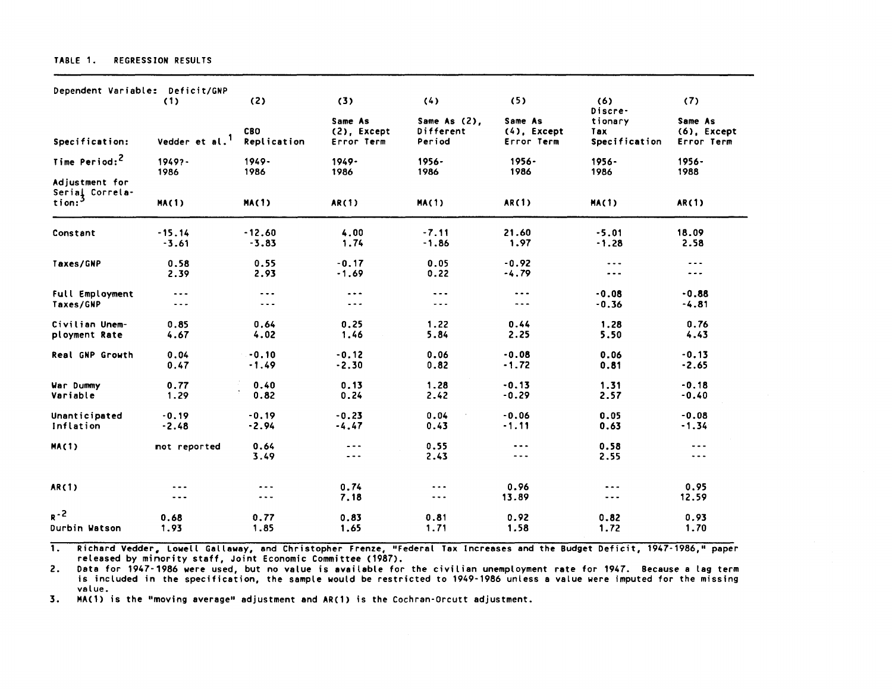TABLE 1. REGRESSION RESULTS

| Dependent Variable: Deficit/GNP | (1) | (2) | (3) | (4) | (5) | (6) | (7) |
|---|---|---|---|---|---|---|---|
| Specification: | Vedder et al.[1] | CBO Replication | Same As (2), Except Error Term | Same As (2), Different Period | Same As (4), Except Error Term | Discretionary Tax Specification | Same As (6), Except Error Term |
| Time Period:[2] | 1949?-1986 | 1949-1986 | 1949-1986 | 1956-1986 | 1956-1986 | 1956-1986 | 1956-1988 |
| Adjustment for Serial Correlation:[3] | MA(1) | MA(1) | AR(1) | MA(1) | AR(1) | MA(1) | AR(1) |
| Constant | -15.14 | -12.60 | 4.00 | -7.11 | 21.60 | -5.01 | 18.09 |
| | -3.61 | -3.83 | 1.74 | -1.86 | 1.97 | -1.28 | 2.58 |
| Taxes/GNP | 0.58 | 0.55 | -0.17 | 0.05 | -0.92 | --- | --- |
| | 2.39 | 2.93 | -1.69 | 0.22 | -4.79 | --- | --- |
| Full Employment Taxes/GNP | --- | --- | --- | --- | --- | -0.08 | -0.88 |
| | --- | --- | --- | --- | --- | -0.36 | -4.81 |
| Civilian Unemployment Rate | 0.85 | 0.64 | 0.25 | 1.22 | 0.44 | 1.28 | 0.76 |
| | 4.67 | 4.02 | 1.46 | 5.84 | 2.25 | 5.50 | 4.43 |
| Real GNP Growth | 0.04 | -0.10 | -0.12 | 0.06 | -0.08 | 0.06 | -0.13 |
| | 0.47 | -1.49 | -2.30 | 0.82 | -1.72 | 0.81 | -2.65 |
| War Dummy Variable | 0.77 | 0.40 | 0.13 | 1.28 | -0.13 | 1.31 | -0.18 |
| | 1.29 | 0.82 | 0.24 | 2.42 | -0.29 | 2.57 | -0.40 |
| Unanticipated Inflation | -0.19 | -0.19 | -0.23 | 0.04 | -0.06 | 0.05 | -0.08 |
| | -2.48 | -2.94 | -4.47 | 0.43 | -1.11 | 0.63 | -1.34 |
| MA(1) | not reported | 0.64 | --- | 0.55 | --- | 0.58 | --- |
| | | 3.49 | --- | 2.43 | --- | 2.55 | --- |
| AR(1) | --- | --- | 0.74 | --- | 0.96 | --- | 0.95 |
| | --- | --- | 7.18 | --- | 13.89 | --- | 12.59 |
| $\bar{R}^2$ | 0.68 | 0.77 | 0.83 | 0.81 | 0.92 | 0.82 | 0.93 |
| Durbin Watson | 1.93 | 1.85 | 1.65 | 1.71 | 1.58 | 1.72 | 1.70 |

1. Richard Vedder, Lowell Gallaway, and Christopher Frenze, "Federal Tax Increases and the Budget Deficit, 1947-1986," paper released by minority staff, Joint Economic Committee (1987).
2. Data for 1947-1986 were used, but no value is available for the civilian unemployment rate for 1947. Because a lag term is included in the specification, the sample would be restricted to 1949-1986 unless a value were imputed for the missing value.
3. MA(1) is the "moving average" adjustment and AR(1) is the Cochran-Orcutt adjustment.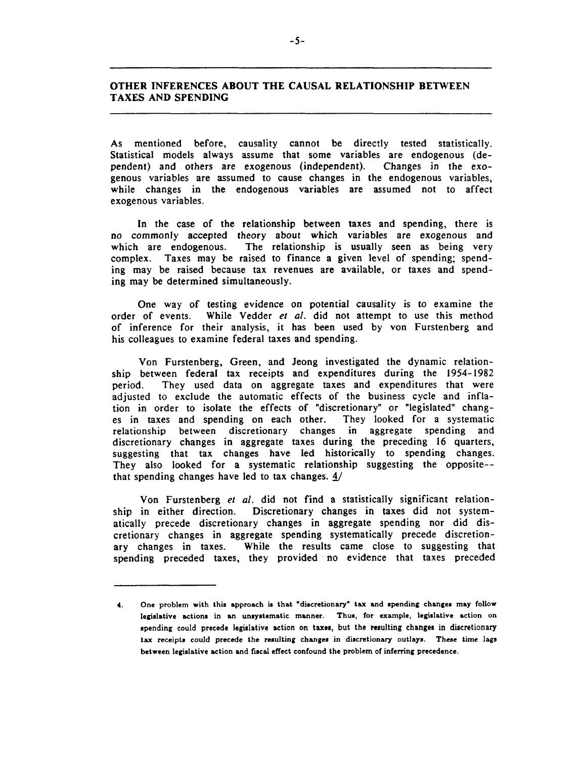## OTHER INFERENCES ABOUT THE CAUSAL RELATIONSHIP BETWEEN TAXES AND SPENDING

As mentioned before, causality cannot be directly tested statistically. Statistical models always assume that some variables are endogenous (dependent) and others are exogenous (independent). Changes in the exogenous variables are assumed to cause changes in the endogenous variables, while changes in the endogenous variables are assumed not to affect exogenous variables.

In the case of the relationship between taxes and spending, there is no commonly accepted theory about which variables are exogenous and which are endogenous. The relationship is usually seen as being very complex. Taxes may be raised to finance a given level of spending; spending may be raised because tax revenues are available, or taxes and spending may be determined simultaneously.

One way of testing evidence on potential causality is to examine the order of events. While Vedder *et al.* did not attempt to use this method of inference for their analysis, it has been used by von Furstenberg and his colleagues to examine federal taxes and spending.

Von Furstenberg, Green, and Jeong investigated the dynamic relationship between federal tax receipts and expenditures during the 1954-1982 period. They used data on aggregate taxes and expenditures that were adjusted to exclude the automatic effects of the business cycle and inflation in order to isolate the effects of "discretionary" or "legislated" changes in taxes and spending on each other. They looked for a systematic relationship between discretionary changes in aggregate spending and discretionary changes in aggregate taxes during the preceding 16 quarters, suggesting that tax changes have led historically to spending changes. They also looked for a systematic relationship suggesting the opposite--that spending changes have led to tax changes. 4/

Von Furstenberg *et al.* did not find a statistically significant relationship in either direction. Discretionary changes in taxes did not systematically precede discretionary changes in aggregate spending nor did discretionary changes in aggregate spending systematically precede discretionary changes in taxes. While the results came close to suggesting that spending preceded taxes, they provided no evidence that taxes preceded

---

4. One problem with this approach is that "discretionary" tax and spending changes may follow legislative actions in an unsystematic manner. Thus, for example, legislative action on spending could precede legislative action on taxes, but the resulting changes in discretionary tax receipts could precede the resulting changes in discretionary outlays. These time lags between legislative action and fiscal effect confound the problem of inferring precedence.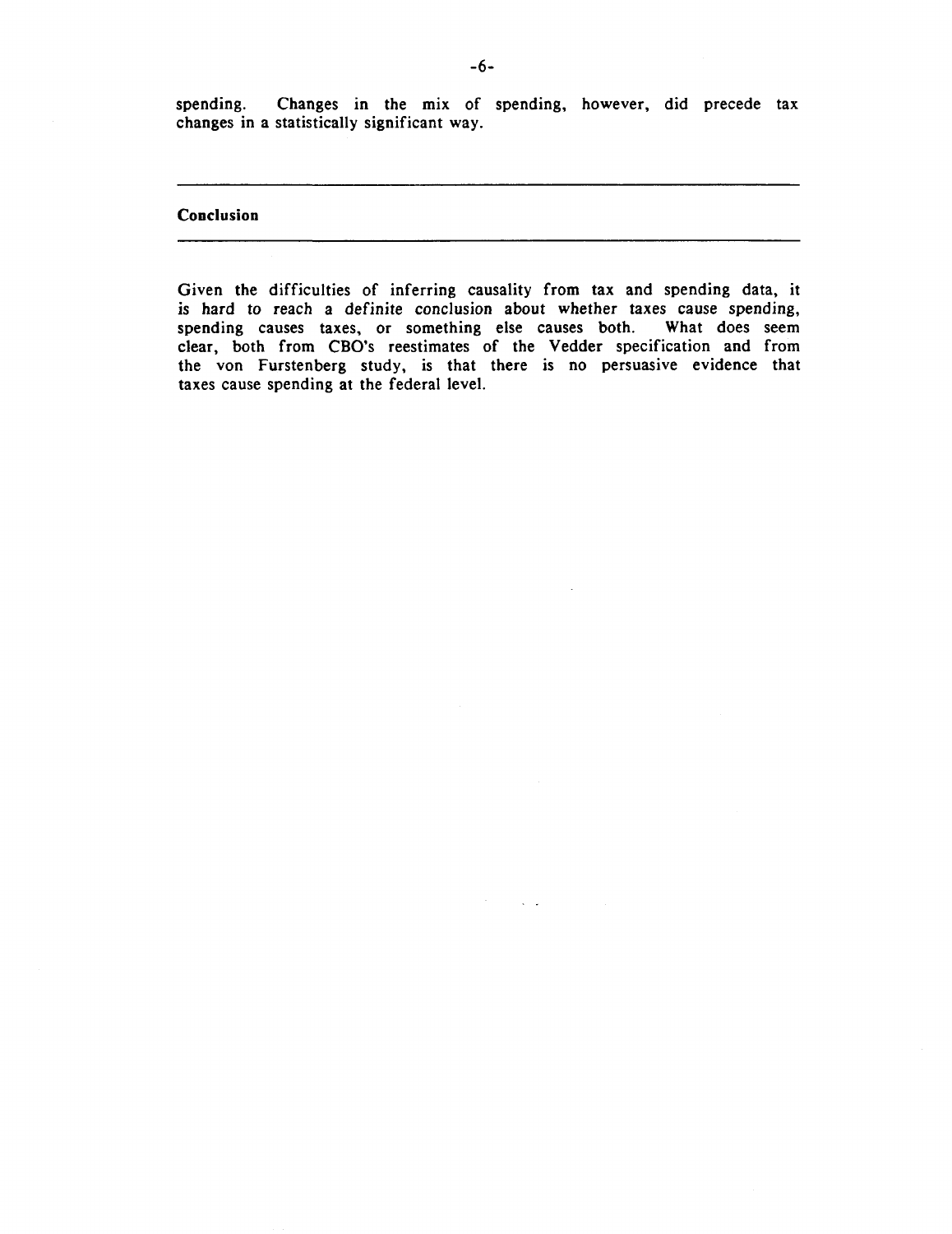spending. Changes in the mix of spending, however, did precede tax changes in a statistically significant way.

## Conclusion

Given the difficulties of inferring causality from tax and spending data, it is hard to reach a definite conclusion about whether taxes cause spending, spending causes taxes, or something else causes both. What does seem clear, both from CBO's reestimates of the Vedder specification and from the von Furstenberg study, is that there is no persuasive evidence that taxes cause spending at the federal level.